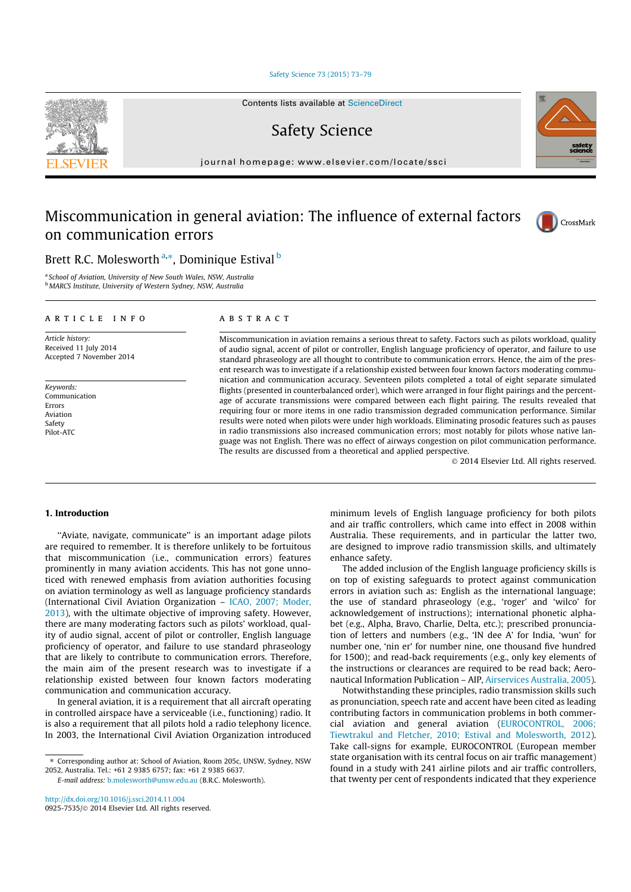# Miscommunication in general aviation: The influence of external factors on communication errors

Brett R.C. Molesworth [a,*], Dominique Estival [b]

[a] School of Aviation, University of New South Wales, NSW, Australia
[b] MARCS Institute, University of Western Sydney, NSW, Australia

**ARTICLE INFO**

*Article history:*
Received 11 July 2014
Accepted 7 November 2014

*Keywords:*
Communication
Errors
Aviation
Safety
Pilot-ATC

**ABSTRACT**

Miscommunication in aviation remains a serious threat to safety. Factors such as pilots workload, quality of audio signal, accent of pilot or controller, English language proficiency of operator, and failure to use standard phraseology are all thought to contribute to communication errors. Hence, the aim of the present research was to investigate if a relationship existed between four known factors moderating communication and communication accuracy. Seventeen pilots completed a total of eight separate simulated flights (presented in counterbalanced order), which were arranged in four flight pairings and the percentage of accurate transmissions were compared between each flight pairing. The results revealed that requiring four or more items in one radio transmission degraded communication performance. Similar results were noted when pilots were under high workloads. Eliminating prosodic features such as pauses in radio transmissions also increased communication errors; most notably for pilots whose native language was not English. There was no effect of airways congestion on pilot communication performance. The results are discussed from a theoretical and applied perspective.

© 2014 Elsevier Ltd. All rights reserved.

## 1. Introduction

"Aviate, navigate, communicate" is an important adage pilots are required to remember. It is therefore unlikely to be fortuitous that miscommunication (i.e., communication errors) features prominently in many aviation accidents. This has not gone unnoticed with renewed emphasis from aviation authorities focusing on aviation terminology as well as language proficiency standards (International Civil Aviation Organization – ICAO, 2007; Moder, 2013), with the ultimate objective of improving safety. However, there are many moderating factors such as pilots' workload, quality of audio signal, accent of pilot or controller, English language proficiency of operator, and failure to use standard phraseology that are likely to contribute to communication errors. Therefore, the main aim of the present research was to investigate if a relationship existed between four known factors moderating communication and communication accuracy.

In general aviation, it is a requirement that all aircraft operating in controlled airspace have a serviceable (i.e., functioning) radio. It is also a requirement that all pilots hold a radio telephony licence. In 2003, the International Civil Aviation Organization introduced minimum levels of English language proficiency for both pilots and air traffic controllers, which came into effect in 2008 within Australia. These requirements, and in particular the latter two, are designed to improve radio transmission skills, and ultimately enhance safety.

The added inclusion of the English language proficiency skills is on top of existing safeguards to protect against communication errors in aviation such as: English as the international language; the use of standard phraseology (e.g., 'roger' and 'wilco' for acknowledgement of instructions); international phonetic alphabet (e.g., Alpha, Bravo, Charlie, Delta, etc.); prescribed pronunciation of letters and numbers (e.g., 'IN dee A' for India, 'wun' for number one, 'nin er' for number nine, one thousand five hundred for 1500); and read-back requirements (e.g., only key elements of the instructions or clearances are required to be read back; Aeronautical Information Publication – AIP, Airservices Australia, 2005).

Notwithstanding these principles, radio transmission skills such as pronunciation, speech rate and accent have been cited as leading contributing factors in communication problems in both commercial aviation and general aviation (EUROCONTROL, 2006; Tiewtrakul and Fletcher, 2010; Estival and Molesworth, 2012). Take call-signs for example, EUROCONTROL (European member state organisation with its central focus on air traffic management) found in a study with 241 airline pilots and air traffic controllers, that twenty per cent of respondents indicated that they experience

---

* Corresponding author at: School of Aviation, Room 205c, UNSW, Sydney, NSW 2052, Australia. Tel.: +61 2 9385 6757; fax: +61 2 9385 6637.
*E-mail address:* b.molesworth@unsw.edu.au (B.R.C. Molesworth).

http://dx.doi.org/10.1016/j.ssci.2014.11.004
0925-7535/© 2014 Elsevier Ltd. All rights reserved.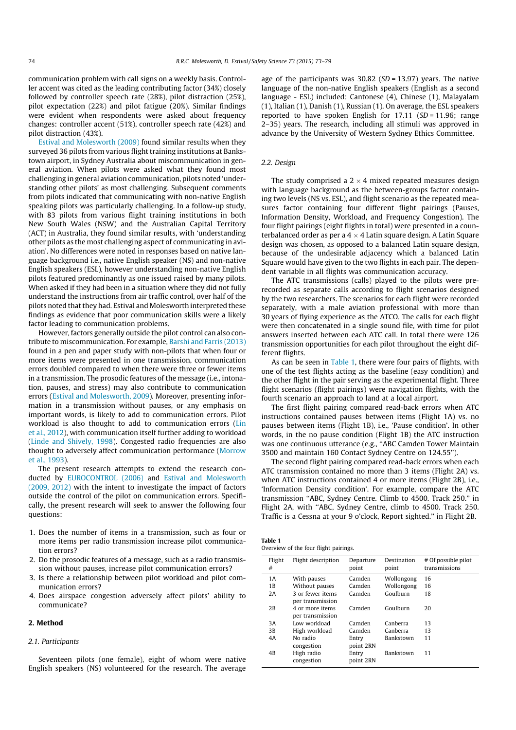communication problem with call signs on a weekly basis. Controller accent was cited as the leading contributing factor (34%) closely followed by controller speech rate (28%), pilot distraction (25%), pilot expectation (22%) and pilot fatigue (20%). Similar findings were evident when respondents were asked about frequency changes: controller accent (51%), controller speech rate (42%) and pilot distraction (43%).

Estival and Molesworth (2009) found similar results when they surveyed 36 pilots from various flight training institutions at Bankstown airport, in Sydney Australia about miscommunication in general aviation. When pilots were asked what they found most challenging in general aviation communication, pilots noted 'understanding other pilots' as most challenging. Subsequent comments from pilots indicated that communicating with non-native English speaking pilots was particularly challenging. In a follow-up study, with 83 pilots from various flight training institutions in both New South Wales (NSW) and the Australian Capital Territory (ACT) in Australia, they found similar results, with 'understanding other pilots as the most challenging aspect of communicating in aviation'. No differences were noted in responses based on native language background i.e., native English speaker (NS) and non-native English speakers (ESL), however understanding non-native English pilots featured predominantly as one issued raised by many pilots. When asked if they had been in a situation where they did not fully understand the instructions from air traffic control, over half of the pilots noted that they had. Estival and Molesworth interpreted these findings as evidence that poor communication skills were a likely factor leading to communication problems.

However, factors generally outside the pilot control can also contribute to miscommunication. For example, Barshi and Farris (2013) found in a pen and paper study with non-pilots that when four or more items were presented in one transmission, communication errors doubled compared to when there were three or fewer items in a transmission. The prosodic features of the message (i.e., intonation, pauses, and stress) may also contribute to communication errors (Estival and Molesworth, 2009). Moreover, presenting information in a transmission without pauses, or any emphasis on important words, is likely to add to communication errors. Pilot workload is also thought to add to communication errors (Lin et al., 2012), with communication itself further adding to workload (Linde and Shively, 1998). Congested radio frequencies are also thought to adversely affect communication performance (Morrow et al., 1993).

The present research attempts to extend the research conducted by EUROCONTROL (2006) and Estival and Molesworth (2009, 2012) with the intent to investigate the impact of factors outside the control of the pilot on communication errors. Specifically, the present research will seek to answer the following four questions:

1. Does the number of items in a transmission, such as four or more items per radio transmission increase pilot communication errors?
2. Do the prosodic features of a message, such as a radio transmission without pauses, increase pilot communication errors?
3. Is there a relationship between pilot workload and pilot communication errors?
4. Does airspace congestion adversely affect pilots' ability to communicate?

## 2. Method

### 2.1. Participants

Seventeen pilots (one female), eight of whom were native English speakers (NS) volunteered for the research. The average age of the participants was 30.82 ($SD$ = 13.97) years. The native language of the non-native English speakers (English as a second language - ESL) included: Cantonese (4), Chinese (1), Malayalam (1), Italian (1), Danish (1), Russian (1). On average, the ESL speakers reported to have spoken English for 17.11 ($SD$ = 11.96; range 2–35) years. The research, including all stimuli was approved in advance by the University of Western Sydney Ethics Committee.

### 2.2. Design

The study comprised a $2 \times 4$ mixed repeated measures design with language background as the between-groups factor containing two levels (NS vs. ESL), and flight scenario as the repeated measures factor containing four different flight pairings (Pauses, Information Density, Workload, and Frequency Congestion). The four flight pairings (eight flights in total) were presented in a counterbalanced order as per a $4 \times 4$ Latin square design. A Latin Square design was chosen, as opposed to a balanced Latin square design, because of the undesirable adjacency which a balanced Latin Square would have given to the two flights in each pair. The dependent variable in all flights was communication accuracy.

The ATC transmissions (calls) played to the pilots were prerecorded as separate calls according to flight scenarios designed by the two researchers. The scenarios for each flight were recorded separately, with a male aviation professional with more than 30 years of flying experience as the ATCO. The calls for each flight were then concatenated in a single sound file, with time for pilot answers inserted between each ATC call. In total there were 126 transmission opportunities for each pilot throughout the eight different flights.

As can be seen in Table 1, there were four pairs of flights, with one of the test flights acting as the baseline (easy condition) and the other flight in the pair serving as the experimental flight. Three flight scenarios (flight pairings) were navigation flights, with the fourth scenario an approach to land at a local airport.

The first flight pairing compared read-back errors when ATC instructions contained pauses between items (Flight 1A) vs. no pauses between items (Flight 1B), i.e., 'Pause condition'. In other words, in the no pause condition (Flight 1B) the ATC instruction was one continuous utterance (e.g., "ABC Camden Tower Maintain 3500 and maintain 160 Contact Sydney Centre on 124.55").

The second flight pairing compared read-back errors when each ATC transmission contained no more than 3 items (Flight 2A) vs. when ATC instructions contained 4 or more items (Flight 2B), i.e., 'Information Density condition'. For example, compare the ATC transmission "ABC, Sydney Centre. Climb to 4500. Track 250." in Flight 2A, with "ABC, Sydney Centre, climb to 4500. Track 250. Traffic is a Cessna at your 9 o'clock, Report sighted." in Flight 2B.

**Table 1**
Overview of the four flight pairings.

| Flight # | Flight description | Departure point | Destination point | # Of possible pilot transmissions |
|---|---|---|---|---|
| 1A | With pauses | Camden | Wollongong | 16 |
| 1B | Without pauses | Camden | Wollongong | 16 |
| 2A | 3 or fewer items per transmission | Camden | Goulburn | 18 |
| 2B | 4 or more items per transmission | Camden | Goulburn | 20 |
| 3A | Low workload | Camden | Canberra | 13 |
| 3B | High workload | Camden | Canberra | 13 |
| 4A | No radio congestion | Entry point 2RN | Bankstown | 11 |
| 4B | High radio congestion | Entry point 2RN | Bankstown | 11 |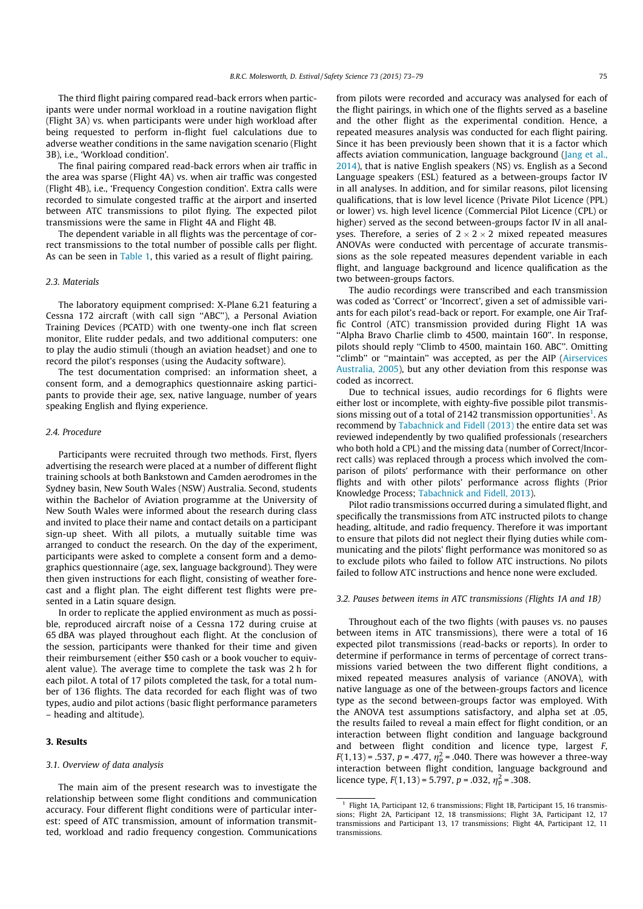The third flight pairing compared read-back errors when participants were under normal workload in a routine navigation flight (Flight 3A) vs. when participants were under high workload after being requested to perform in-flight fuel calculations due to adverse weather conditions in the same navigation scenario (Flight 3B), i.e., 'Workload condition'.

The final pairing compared read-back errors when air traffic in the area was sparse (Flight 4A) vs. when air traffic was congested (Flight 4B), i.e., 'Frequency Congestion condition'. Extra calls were recorded to simulate congested traffic at the airport and inserted between ATC transmissions to pilot flying. The expected pilot transmissions were the same in Flight 4A and Flight 4B.

The dependent variable in all flights was the percentage of correct transmissions to the total number of possible calls per flight. As can be seen in Table 1, this varied as a result of flight pairing.

### 2.3. Materials

The laboratory equipment comprised: X-Plane 6.21 featuring a Cessna 172 aircraft (with call sign "ABC"), a Personal Aviation Training Devices (PCATD) with one twenty-one inch flat screen monitor, Elite rudder pedals, and two additional computers: one to play the audio stimuli (though an aviation headset) and one to record the pilot's responses (using the Audacity software).

The test documentation comprised: an information sheet, a consent form, and a demographics questionnaire asking participants to provide their age, sex, native language, number of years speaking English and flying experience.

### 2.4. Procedure

Participants were recruited through two methods. First, flyers advertising the research were placed at a number of different flight training schools at both Bankstown and Camden aerodromes in the Sydney basin, New South Wales (NSW) Australia. Second, students within the Bachelor of Aviation programme at the University of New South Wales were informed about the research during class and invited to place their name and contact details on a participant sign-up sheet. With all pilots, a mutually suitable time was arranged to conduct the research. On the day of the experiment, participants were asked to complete a consent form and a demographics questionnaire (age, sex, language background). They were then given instructions for each flight, consisting of weather forecast and a flight plan. The eight different test flights were presented in a Latin square design.

In order to replicate the applied environment as much as possible, reproduced aircraft noise of a Cessna 172 during cruise at 65 dBA was played throughout each flight. At the conclusion of the session, participants were thanked for their time and given their reimbursement (either $50 cash or a book voucher to equivalent value). The average time to complete the task was 2 h for each pilot. A total of 17 pilots completed the task, for a total number of 136 flights. The data recorded for each flight was of two types, audio and pilot actions (basic flight performance parameters – heading and altitude).

## 3. Results

### 3.1. Overview of data analysis

The main aim of the present research was to investigate the relationship between some flight conditions and communication accuracy. Four different flight conditions were of particular interest: speed of ATC transmission, amount of information transmitted, workload and radio frequency congestion. Communications from pilots were recorded and accuracy was analysed for each of the flight pairings, in which one of the flights served as a baseline and the other flight as the experimental condition. Hence, a repeated measures analysis was conducted for each flight pairing. Since it has been previously been shown that it is a factor which affects aviation communication, language background (Jang et al., 2014), that is native English speakers (NS) vs. English as a Second Language speakers (ESL) featured as a between-groups factor IV in all analyses. In addition, and for similar reasons, pilot licensing qualifications, that is low level licence (Private Pilot Licence (PPL) or lower) vs. high level licence (Commercial Pilot Licence (CPL) or higher) served as the second between-groups factor IV in all analyses. Therefore, a series of $2 \times 2 \times 2$ mixed repeated measures ANOVAs were conducted with percentage of accurate transmissions as the sole repeated measures dependent variable in each flight, and language background and licence qualification as the two between-groups factors.

The audio recordings were transcribed and each transmission was coded as 'Correct' or 'Incorrect', given a set of admissible variants for each pilot's read-back or report. For example, one Air Traffic Control (ATC) transmission provided during Flight 1A was "Alpha Bravo Charlie climb to 4500, maintain 160". In response, pilots should reply "Climb to 4500, maintain 160. ABC". Omitting "climb" or "maintain" was accepted, as per the AIP (Airservices Australia, 2005), but any other deviation from this response was coded as incorrect.

Due to technical issues, audio recordings for 6 flights were either lost or incomplete, with eighty-five possible pilot transmissions missing out of a total of 2142 transmission opportunities[1]. As recommend by Tabachnick and Fidell (2013) the entire data set was reviewed independently by two qualified professionals (researchers who both hold a CPL) and the missing data (number of Correct/Incorrect calls) was replaced through a process which involved the comparison of pilots' performance with their performance on other flights and with other pilots' performance across flights (Prior Knowledge Process; Tabachnick and Fidell, 2013).

Pilot radio transmissions occurred during a simulated flight, and specifically the transmissions from ATC instructed pilots to change heading, altitude, and radio frequency. Therefore it was important to ensure that pilots did not neglect their flying duties while communicating and the pilots' flight performance was monitored so as to exclude pilots who failed to follow ATC instructions. No pilots failed to follow ATC instructions and hence none were excluded.

### 3.2. Pauses between items in ATC transmissions (Flights 1A and 1B)

Throughout each of the two flights (with pauses vs. no pauses between items in ATC transmissions), there were a total of 16 expected pilot transmissions (read-backs or reports). In order to determine if performance in terms of percentage of correct transmissions varied between the two different flight conditions, a mixed repeated measures analysis of variance (ANOVA), with native language as one of the between-groups factors and licence type as the second between-groups factor was employed. With the ANOVA test assumptions satisfactory, and alpha set at .05, the results failed to reveal a main effect for flight condition, or an interaction between flight condition and language background and between flight condition and licence type, largest $F$, $F(1,13) = .537$, $p = .477$, $\eta_p^2 = .040$. There was however a three-way interaction between flight condition, language background and licence type, $F(1,13) = 5.797$, $p = .032$, $\eta_p^2 = .308$.

---

[1] Flight 1A, Participant 12, 6 transmissions; Flight 1B, Participant 15, 16 transmissions; Flight 2A, Participant 12, 18 transmissions; Flight 3A, Participant 12, 17 transmissions and Participant 13, 17 transmissions; Flight 4A, Participant 12, 11 transmissions.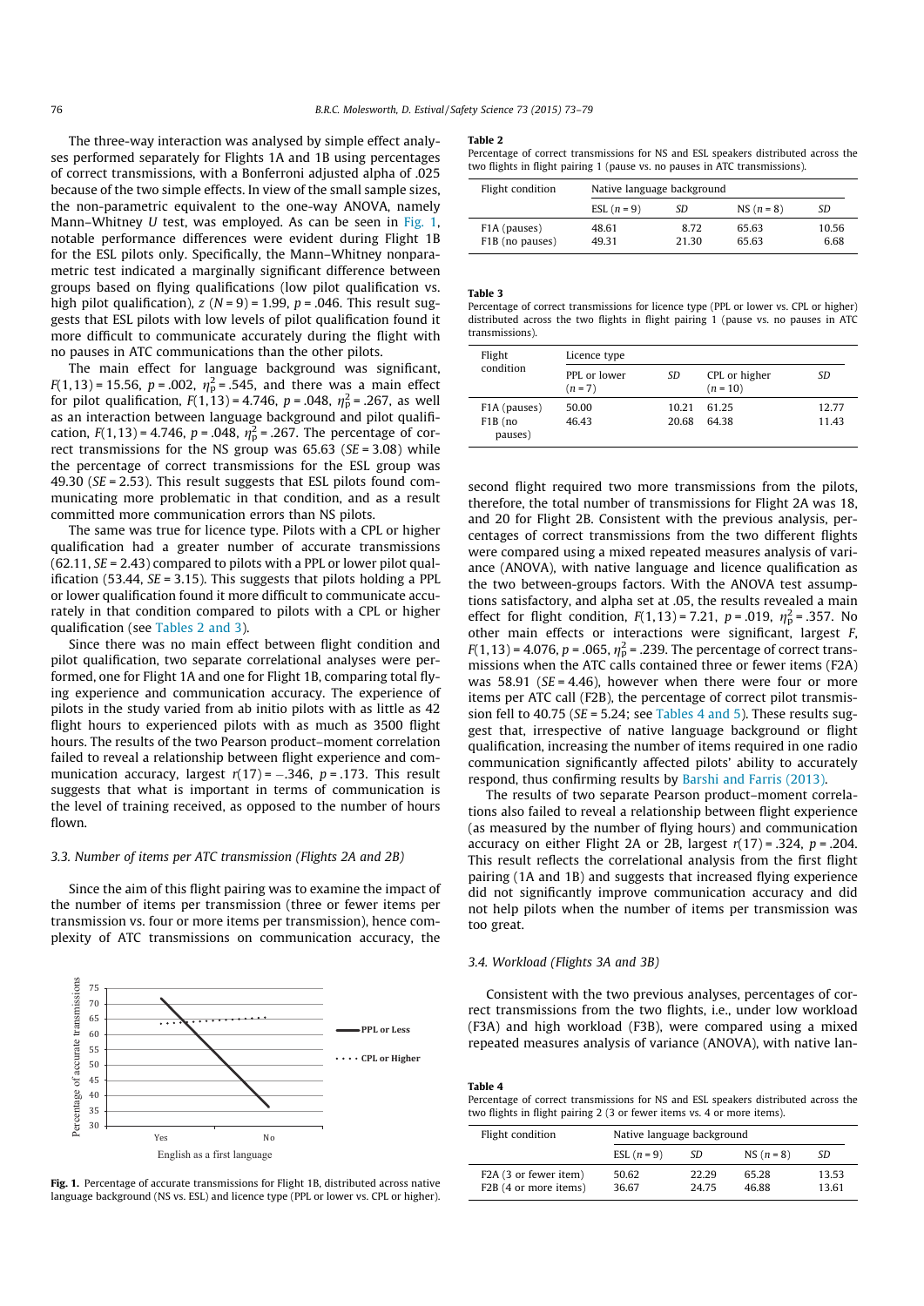The three-way interaction was analysed by simple effect analyses performed separately for Flights 1A and 1B using percentages of correct transmissions, with a Bonferroni adjusted alpha of .025 because of the two simple effects. In view of the small sample sizes, the non-parametric equivalent to the one-way ANOVA, namely Mann–Whitney $U$ test, was employed. As can be seen in Fig. 1, notable performance differences were evident during Flight 1B for the ESL pilots only. Specifically, the Mann–Whitney nonparametric test indicated a marginally significant difference between groups based on flying qualifications (low pilot qualification vs. high pilot qualification), $z$ ($N = 9$) = 1.99, $p = .046$. This result suggests that ESL pilots with low levels of pilot qualification found it more difficult to communicate accurately during the flight with no pauses in ATC communications than the other pilots.

The main effect for language background was significant, $F(1,13) = 15.56$, $p = .002$, $\eta_p^2 = .545$, and there was a main effect for pilot qualification, $F(1,13) = 4.746$, $p = .048$, $\eta_p^2 = .267$, as well as an interaction between language background and pilot qualification, $F(1,13) = 4.746$, $p = .048$, $\eta_p^2 = .267$. The percentage of correct transmissions for the NS group was 65.63 ($SE = 3.08$) while the percentage of correct transmissions for the ESL group was 49.30 ($SE = 2.53$). This result suggests that ESL pilots found communicating more problematic in that condition, and as a result committed more communication errors than NS pilots.

The same was true for licence type. Pilots with a CPL or higher qualification had a greater number of accurate transmissions (62.11, $SE = 2.43$) compared to pilots with a PPL or lower pilot qualification (53.44, $SE = 3.15$). This suggests that pilots holding a PPL or lower qualification found it more difficult to communicate accurately in that condition compared to pilots with a CPL or higher qualification (see Tables 2 and 3).

Since there was no main effect between flight condition and pilot qualification, two separate correlational analyses were performed, one for Flight 1A and one for Flight 1B, comparing total flying experience and communication accuracy. The experience of pilots in the study varied from ab initio pilots with as little as 42 flight hours to experienced pilots with as much as 3500 flight hours. The results of the two Pearson product–moment correlation failed to reveal a relationship between flight experience and communication accuracy, largest $r(17) = -.346$, $p = .173$. This result suggests that what is important in terms of communication is the level of training received, as opposed to the number of hours flown.

### 3.3. Number of items per ATC transmission (Flights 2A and 2B)

Since the aim of this flight pairing was to examine the impact of the number of items per transmission (three or fewer items per transmission vs. four or more items per transmission), hence complexity of ATC transmissions on communication accuracy, the second flight required two more transmissions from the pilots, therefore, the total number of transmissions for Flight 2A was 18, and 20 for Flight 2B. Consistent with the previous analysis, percentages of correct transmissions from the two different flights were compared using a mixed repeated measures analysis of variance (ANOVA), with native language and licence qualification as the two between-groups factors. With the ANOVA test assumptions satisfactory, and alpha set at .05, the results revealed a main effect for flight condition, $F(1,13) = 7.21$, $p = .019$, $\eta_p^2 = .357$. No other main effects or interactions were significant, largest $F$, $F(1,13) = 4.076$, $p = .065$, $\eta_p^2 = .239$. The percentage of correct transmissions when the ATC calls contained three or fewer items (F2A) was 58.91 ($SE = 4.46$), however when there were four or more items per ATC call (F2B), the percentage of correct pilot transmission fell to 40.75 ($SE = 5.24$; see Tables 4 and 5). These results suggest that, irrespective of native language background or flight qualification, increasing the number of items required in one radio communication significantly affected pilots' ability to accurately respond, thus confirming results by Barshi and Farris (2013).

The results of two separate Pearson product–moment correlations also failed to reveal a relationship between flight experience (as measured by the number of flying hours) and communication accuracy on either Flight 2A or 2B, largest $r(17) = .324$, $p = .204$. This result reflects the correlational analysis from the first flight pairing (1A and 1B) and suggests that increased flying experience did not significantly improve communication accuracy and did not help pilots when the number of items per transmission was too great.

### 3.4. Workload (Flights 3A and 3B)

Consistent with the two previous analyses, percentages of correct transmissions from the two flights, i.e., under low workload (F3A) and high workload (F3B), were compared using a mixed repeated measures analysis of variance (ANOVA), with native lan-

**Fig. 1.** Percentage of accurate transmissions for Flight 1B, distributed across native language background (NS vs. ESL) and licence type (PPL or lower vs. CPL or higher).

**Table 2**
Percentage of correct transmissions for NS and ESL speakers distributed across the two flights in flight pairing 1 (pause vs. no pauses in ATC transmissions).

| Flight condition | Native language background | | | |
|---|---|---|---|---|
| | ESL ($n = 9$) | SD | NS ($n = 8$) | SD |
| F1A (pauses) | 48.61 | 8.72 | 65.63 | 10.56 |
| F1B (no pauses) | 49.31 | 21.30 | 65.63 | 6.68 |

**Table 3**
Percentage of correct transmissions for licence type (PPL or lower vs. CPL or higher) distributed across the two flights in flight pairing 1 (pause vs. no pauses in ATC transmissions).

| Flight condition | Licence type | | | |
|---|---|---|---|---|
| | PPL or lower ($n = 7$) | SD | CPL or higher ($n = 10$) | SD |
| F1A (pauses) | 50.00 | 10.21 | 61.25 | 12.77 |
| F1B (no pauses) | 46.43 | 20.68 | 64.38 | 11.43 |

**Table 4**
Percentage of correct transmissions for NS and ESL speakers distributed across the two flights in flight pairing 2 (3 or fewer items vs. 4 or more items).

| Flight condition | Native language background | | | |
|---|---|---|---|---|
| | ESL ($n = 9$) | SD | NS ($n = 8$) | SD |
| F2A (3 or fewer item) | 50.62 | 22.29 | 65.28 | 13.53 |
| F2B (4 or more items) | 36.67 | 24.75 | 46.88 | 13.61 |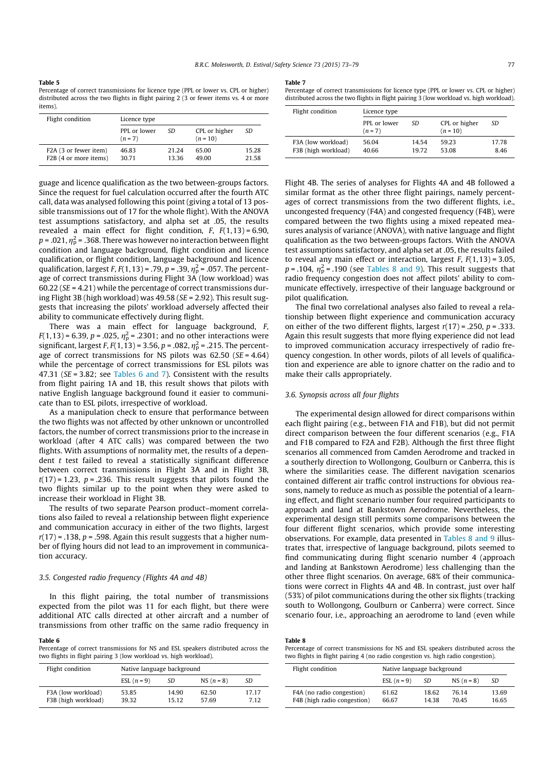**Table 5**

Percentage of correct transmissions for licence type (PPL or lower vs. CPL or higher) distributed across the two flights in flight pairing 2 (3 or fewer items vs. 4 or more items).

| Flight condition | Licence type | | | |
|---|---|---|---|---|
| | PPL or lower ($n = 7$) | *SD* | CPL or higher ($n = 10$) | *SD* |
| F2A (3 or fewer item) | 46.83 | 21.24 | 65.00 | 15.28 |
| F2B (4 or more items) | 30.71 | 13.36 | 49.00 | 21.58 |

guage and licence qualification as the two between-groups factors. Since the request for fuel calculation occurred after the fourth ATC call, data was analysed following this point (giving a total of 13 possible transmissions out of 17 for the whole flight). With the ANOVA test assumptions satisfactory, and alpha set at .05, the results revealed a main effect for flight condition, *F*, $F(1,13) = 6.90$, $p = .021$, $\eta_p^2 = .368$. There was however no interaction between flight condition and language background, flight condition and licence qualification, or flight condition, language background and licence qualification, largest *F*, $F(1,13) = .79$, $p = .39$, $\eta_p^2 = .057$. The percentage of correct transmissions during Flight 3A (low workload) was 60.22 ($SE = 4.21$) while the percentage of correct transmissions during Flight 3B (high workload) was 49.58 ($SE = 2.92$). This result suggests that increasing the pilots' workload adversely affected their ability to communicate effectively during flight.

There was a main effect for language background, *F*, $F(1,13) = 6.39$, $p = .025$, $\eta_p^2 = .2301$; and no other interactions were significant, largest *F*, $F(1,13) = 3.56$, $p = .082$, $\eta_p^2 = .215$. The percentage of correct transmissions for NS pilots was 62.50 ($SE = 4.64$) while the percentage of correct transmissions for ESL pilots was 47.31 ($SE = 3.82$; see Tables 6 and 7). Consistent with the results from flight pairing 1A and 1B, this result shows that pilots with native English language background found it easier to communicate than to ESL pilots, irrespective of workload.

As a manipulation check to ensure that performance between the two flights was not affected by other unknown or uncontrolled factors, the number of correct transmissions prior to the increase in workload (after 4 ATC calls) was compared between the two flights. With assumptions of normality met, the results of a dependent *t* test failed to reveal a statistically significant difference between correct transmissions in Flight 3A and in Flight 3B, $t(17) = 1.23$, $p = .236$. This result suggests that pilots found the two flights similar up to the point when they were asked to increase their workload in Flight 3B.

The results of two separate Pearson product–moment correlations also failed to reveal a relationship between flight experience and communication accuracy in either of the two flights, largest $r(17) = .138$, $p = .598$. Again this result suggests that a higher number of flying hours did not lead to an improvement in communication accuracy.

### 3.5. Congested radio frequency (Flights 4A and 4B)

In this flight pairing, the total number of transmissions expected from the pilot was 11 for each flight, but there were additional ATC calls directed at other aircraft and a number of transmissions from other traffic on the same radio frequency in Flight 4B. The series of analyses for Flights 4A and 4B followed a similar format as the other three flight pairings, namely percentages of correct transmissions from the two different flights, i.e., uncongested frequency (F4A) and congested frequency (F4B), were compared between the two flights using a mixed repeated measures analysis of variance (ANOVA), with native language and flight qualification as the two between-groups factors. With the ANOVA test assumptions satisfactory, and alpha set at .05, the results failed to reveal any main effect or interaction, largest *F*, $F(1,13) = 3.05$, $p = .104$, $\eta_p^2 = .190$ (see Tables 8 and 9). This result suggests that radio frequency congestion does not affect pilots' ability to communicate effectively, irrespective of their language background or pilot qualification.

The final two correlational analyses also failed to reveal a relationship between flight experience and communication accuracy on either of the two different flights, largest $r(17) = .250$, $p = .333$. Again this result suggests that more flying experience did not lead to improved communication accuracy irrespectively of radio frequency congestion. In other words, pilots of all levels of qualification and experience are able to ignore chatter on the radio and to make their calls appropriately.

### 3.6. Synopsis across all four flights

The experimental design allowed for direct comparisons within each flight pairing (e.g., between F1A and F1B), but did not permit direct comparison between the four different scenarios (e.g., F1A and F1B compared to F2A and F2B). Although the first three flight scenarios all commenced from Camden Aerodrome and tracked in a southerly direction to Wollongong, Goulburn or Canberra, this is where the similarities cease. The different navigation scenarios contained different air traffic control instructions for obvious reasons, namely to reduce as much as possible the potential of a learning effect, and flight scenario number four required participants to approach and land at Bankstown Aerodrome. Nevertheless, the experimental design still permits some comparisons between the four different flight scenarios, which provide some interesting observations. For example, data presented in Tables 8 and 9 illustrates that, irrespective of language background, pilots seemed to find communicating during flight scenario number 4 (approach and landing at Bankstown Aerodrome) less challenging than the other three flight scenarios. On average, 68% of their communications were correct in Flights 4A and 4B. In contrast, just over half (53%) of pilot communications during the other six flights (tracking south to Wollongong, Goulburn or Canberra) were correct. Since scenario four, i.e., approaching an aerodrome to land (even while

**Table 6**

Percentage of correct transmissions for NS and ESL speakers distributed across the two flights in flight pairing 3 (low workload vs. high workload).

| Flight condition | Native language background | | | |
|---|---|---|---|---|
| | ESL ($n = 9$) | *SD* | NS ($n = 8$) | *SD* |
| F3A (low workload) | 53.85 | 14.90 | 62.50 | 17.17 |
| F3B (high workload) | 39.32 | 15.12 | 57.69 | 7.12 |

**Table 7**

Percentage of correct transmissions for licence type (PPL or lower vs. CPL or higher) distributed across the two flights in flight pairing 3 (low workload vs. high workload).

| Flight condition | Licence type | | | |
|---|---|---|---|---|
| | PPL or lower ($n = 7$) | *SD* | CPL or higher ($n = 10$) | *SD* |
| F3A (low workload) | 56.04 | 14.54 | 59.23 | 17.78 |
| F3B (high workload) | 40.66 | 19.72 | 53.08 | 8.46 |

**Table 8**

Percentage of correct transmissions for NS and ESL speakers distributed across the two flights in flight pairing 4 (no radio congestion vs. high radio congestion).

| Flight condition | Native language background | | | |
|---|---|---|---|---|
| | ESL ($n = 9$) | *SD* | NS ($n = 8$) | *SD* |
| F4A (no radio congestion) | 61.62 | 18.62 | 76.14 | 13.69 |
| F4B (high radio congestion) | 66.67 | 14.38 | 70.45 | 16.65 |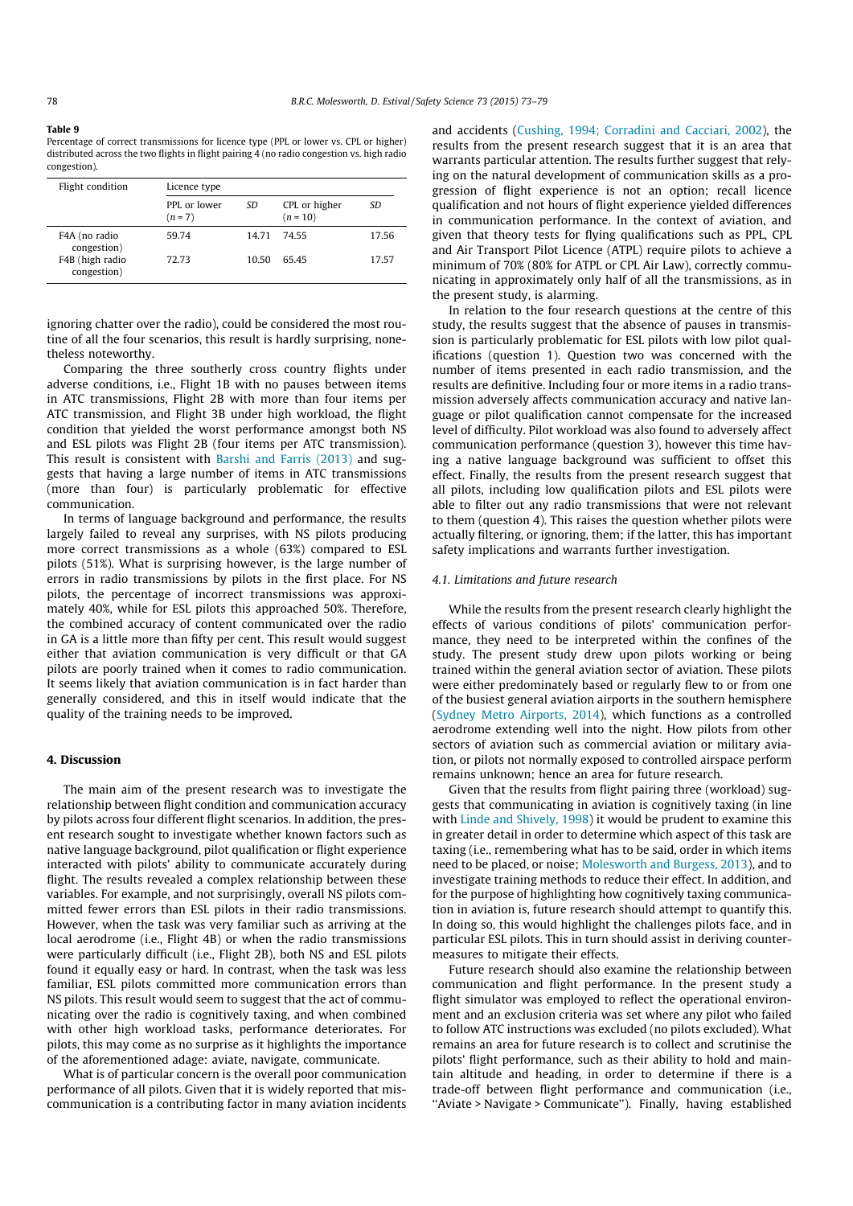**Table 9**
Percentage of correct transmissions for licence type (PPL or lower vs. CPL or higher) distributed across the two flights in flight pairing 4 (no radio congestion vs. high radio congestion).

| Flight condition | Licence type | | | |
|---|---|---|---|---|
| | PPL or lower ($n = 7$) | *SD* | CPL or higher ($n = 10$) | *SD* |
| F4A (no radio congestion) | 59.74 | 14.71 | 74.55 | 17.56 |
| F4B (high radio congestion) | 72.73 | 10.50 | 65.45 | 17.57 |

ignoring chatter over the radio), could be considered the most routine of all the four scenarios, this result is hardly surprising, nonetheless noteworthy.

Comparing the three southerly cross country flights under adverse conditions, i.e., Flight 1B with no pauses between items in ATC transmissions, Flight 2B with more than four items per ATC transmission, and Flight 3B under high workload, the flight condition that yielded the worst performance amongst both NS and ESL pilots was Flight 2B (four items per ATC transmission). This result is consistent with Barshi and Farris (2013) and suggests that having a large number of items in ATC transmissions (more than four) is particularly problematic for effective communication.

In terms of language background and performance, the results largely failed to reveal any surprises, with NS pilots producing more correct transmissions as a whole (63%) compared to ESL pilots (51%). What is surprising however, is the large number of errors in radio transmissions by pilots in the first place. For NS pilots, the percentage of incorrect transmissions was approximately 40%, while for ESL pilots this approached 50%. Therefore, the combined accuracy of content communicated over the radio in GA is a little more than fifty per cent. This result would suggest either that aviation communication is very difficult or that GA pilots are poorly trained when it comes to radio communication. It seems likely that aviation communication is in fact harder than generally considered, and this in itself would indicate that the quality of the training needs to be improved.

## 4. Discussion

The main aim of the present research was to investigate the relationship between flight condition and communication accuracy by pilots across four different flight scenarios. In addition, the present research sought to investigate whether known factors such as native language background, pilot qualification or flight experience interacted with pilots' ability to communicate accurately during flight. The results revealed a complex relationship between these variables. For example, and not surprisingly, overall NS pilots committed fewer errors than ESL pilots in their radio transmissions. However, when the task was very familiar such as arriving at the local aerodrome (i.e., Flight 4B) or when the radio transmissions were particularly difficult (i.e., Flight 2B), both NS and ESL pilots found it equally easy or hard. In contrast, when the task was less familiar, ESL pilots committed more communication errors than NS pilots. This result would seem to suggest that the act of communicating over the radio is cognitively taxing, and when combined with other high workload tasks, performance deteriorates. For pilots, this may come as no surprise as it highlights the importance of the aforementioned adage: aviate, navigate, communicate.

What is of particular concern is the overall poor communication performance of all pilots. Given that it is widely reported that miscommunication is a contributing factor in many aviation incidents and accidents (Cushing, 1994; Corradini and Cacciari, 2002), the results from the present research suggest that it is an area that warrants particular attention. The results further suggest that relying on the natural development of communication skills as a progression of flight experience is not an option; recall licence qualification and not hours of flight experience yielded differences in communication performance. In the context of aviation, and given that theory tests for flying qualifications such as PPL, CPL and Air Transport Pilot Licence (ATPL) require pilots to achieve a minimum of 70% (80% for ATPL or CPL Air Law), correctly communicating in approximately only half of all the transmissions, as in the present study, is alarming.

In relation to the four research questions at the centre of this study, the results suggest that the absence of pauses in transmission is particularly problematic for ESL pilots with low pilot qualifications (question 1). Question two was concerned with the number of items presented in each radio transmission, and the results are definitive. Including four or more items in a radio transmission adversely affects communication accuracy and native language or pilot qualification cannot compensate for the increased level of difficulty. Pilot workload was also found to adversely affect communication performance (question 3), however this time having a native language background was sufficient to offset this effect. Finally, the results from the present research suggest that all pilots, including low qualification pilots and ESL pilots were able to filter out any radio transmissions that were not relevant to them (question 4). This raises the question whether pilots were actually filtering, or ignoring, them; if the latter, this has important safety implications and warrants further investigation.

### 4.1. Limitations and future research

While the results from the present research clearly highlight the effects of various conditions of pilots' communication performance, they need to be interpreted within the confines of the study. The present study drew upon pilots working or being trained within the general aviation sector of aviation. These pilots were either predominately based or regularly flew to or from one of the busiest general aviation airports in the southern hemisphere (Sydney Metro Airports, 2014), which functions as a controlled aerodrome extending well into the night. How pilots from other sectors of aviation such as commercial aviation or military aviation, or pilots not normally exposed to controlled airspace perform remains unknown; hence an area for future research.

Given that the results from flight pairing three (workload) suggests that communicating in aviation is cognitively taxing (in line with Linde and Shively, 1998) it would be prudent to examine this in greater detail in order to determine which aspect of this task are taxing (i.e., remembering what has to be said, order in which items need to be placed, or noise; Molesworth and Burgess, 2013), and to investigate training methods to reduce their effect. In addition, and for the purpose of highlighting how cognitively taxing communication in aviation is, future research should attempt to quantify this. In doing so, this would highlight the challenges pilots face, and in particular ESL pilots. This in turn should assist in deriving countermeasures to mitigate their effects.

Future research should also examine the relationship between communication and flight performance. In the present study a flight simulator was employed to reflect the operational environment and an exclusion criteria was set where any pilot who failed to follow ATC instructions was excluded (no pilots excluded). What remains an area for future research is to collect and scrutinise the pilots' flight performance, such as their ability to hold and maintain altitude and heading, in order to determine if there is a trade-off between flight performance and communication (i.e., "Aviate > Navigate > Communicate"). Finally, having established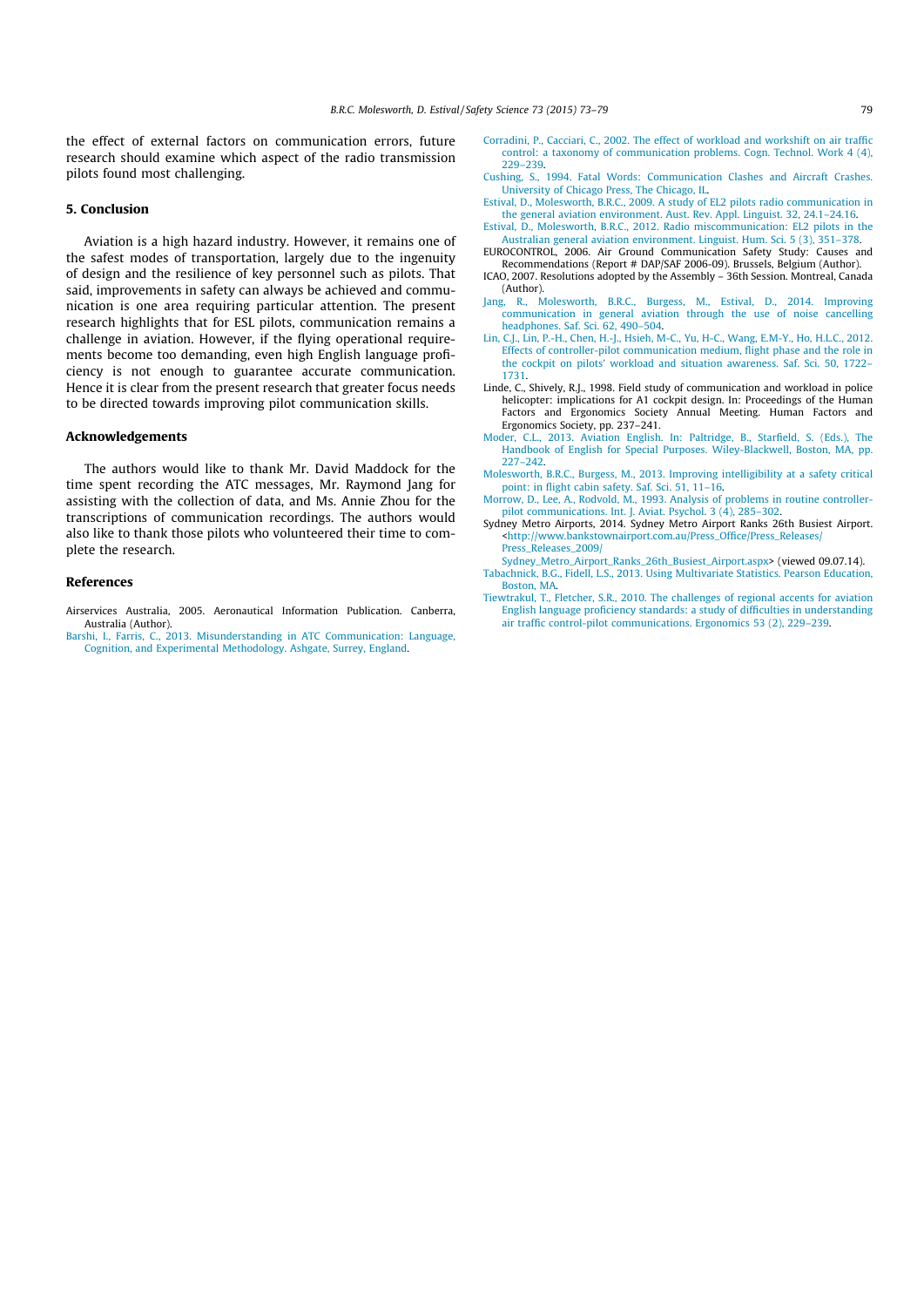the effect of external factors on communication errors, future research should examine which aspect of the radio transmission pilots found most challenging.

## 5. Conclusion

Aviation is a high hazard industry. However, it remains one of the safest modes of transportation, largely due to the ingenuity of design and the resilience of key personnel such as pilots. That said, improvements in safety can always be achieved and communication is one area requiring particular attention. The present research highlights that for ESL pilots, communication remains a challenge in aviation. However, if the flying operational requirements become too demanding, even high English language proficiency is not enough to guarantee accurate communication. Hence it is clear from the present research that greater focus needs to be directed towards improving pilot communication skills.

## Acknowledgements

The authors would like to thank Mr. David Maddock for the time spent recording the ATC messages, Mr. Raymond Jang for assisting with the collection of data, and Ms. Annie Zhou for the transcriptions of communication recordings. The authors would also like to thank those pilots who volunteered their time to complete the research.

## References

Airservices Australia, 2005. Aeronautical Information Publication. Canberra, Australia (Author).

Barshi, I., Farris, C., 2013. Misunderstanding in ATC Communication: Language, Cognition, and Experimental Methodology. Ashgate, Surrey, England.

Corradini, P., Cacciari, C., 2002. The effect of workload and workshift on air traffic control: a taxonomy of communication problems. Cogn. Technol. Work 4 (4), 229–239.

Cushing, S., 1994. Fatal Words: Communication Clashes and Aircraft Crashes. University of Chicago Press, The Chicago, IL.

Estival, D., Molesworth, B.R.C., 2009. A study of EL2 pilots radio communication in the general aviation environment. Aust. Rev. Appl. Linguist. 32, 24.1–24.16.

Estival, D., Molesworth, B.R.C., 2012. Radio miscommunication: EL2 pilots in the Australian general aviation environment. Linguist. Hum. Sci. 5 (3), 351–378.

EUROCONTROL, 2006. Air Ground Communication Safety Study: Causes and Recommendations (Report # DAP/SAF 2006-09). Brussels, Belgium (Author).

ICAO, 2007. Resolutions adopted by the Assembly – 36th Session. Montreal, Canada (Author).

Jang, R., Molesworth, B.R.C., Burgess, M., Estival, D., 2014. Improving communication in general aviation through the use of noise cancelling headphones. Saf. Sci. 62, 490–504.

Lin, C.J., Lin, P.-H., Chen, H.-J., Hsieh, M-C., Yu, H-C., Wang, E.M-Y., Ho, H.L.C., 2012. Effects of controller-pilot communication medium, flight phase and the role in the cockpit on pilots' workload and situation awareness. Saf. Sci. 50, 1722–1731.

Linde, C., Shively, R.J., 1998. Field study of communication and workload in police helicopter: implications for A1 cockpit design. In: Proceedings of the Human Factors and Ergonomics Society Annual Meeting. Human Factors and Ergonomics Society, pp. 237–241.

Moder, C.L., 2013. Aviation English. In: Paltridge, B., Starfield, S. (Eds.), The Handbook of English for Special Purposes. Wiley-Blackwell, Boston, MA, pp. 227–242.

Molesworth, B.R.C., Burgess, M., 2013. Improving intelligibility at a safety critical point: in flight cabin safety. Saf. Sci. 51, 11–16.

Morrow, D., Lee, A., Rodvold, M., 1993. Analysis of problems in routine controller-pilot communications. Int. J. Aviat. Psychol. 3 (4), 285–302.

Sydney Metro Airports, 2014. Sydney Metro Airport Ranks 26th Busiest Airport. <http://www.bankstownairport.com.au/Press_Office/Press_Releases/Press_Releases_2009/Sydney_Metro_Airport_Ranks_26th_Busiest_Airport.aspx> (viewed 09.07.14).

Tabachnick, B.G., Fidell, L.S., 2013. Using Multivariate Statistics. Pearson Education, Boston, MA.

Tiewtrakul, T., Fletcher, S.R., 2010. The challenges of regional accents for aviation English language proficiency standards: a study of difficulties in understanding air traffic control-pilot communications. Ergonomics 53 (2), 229–239.